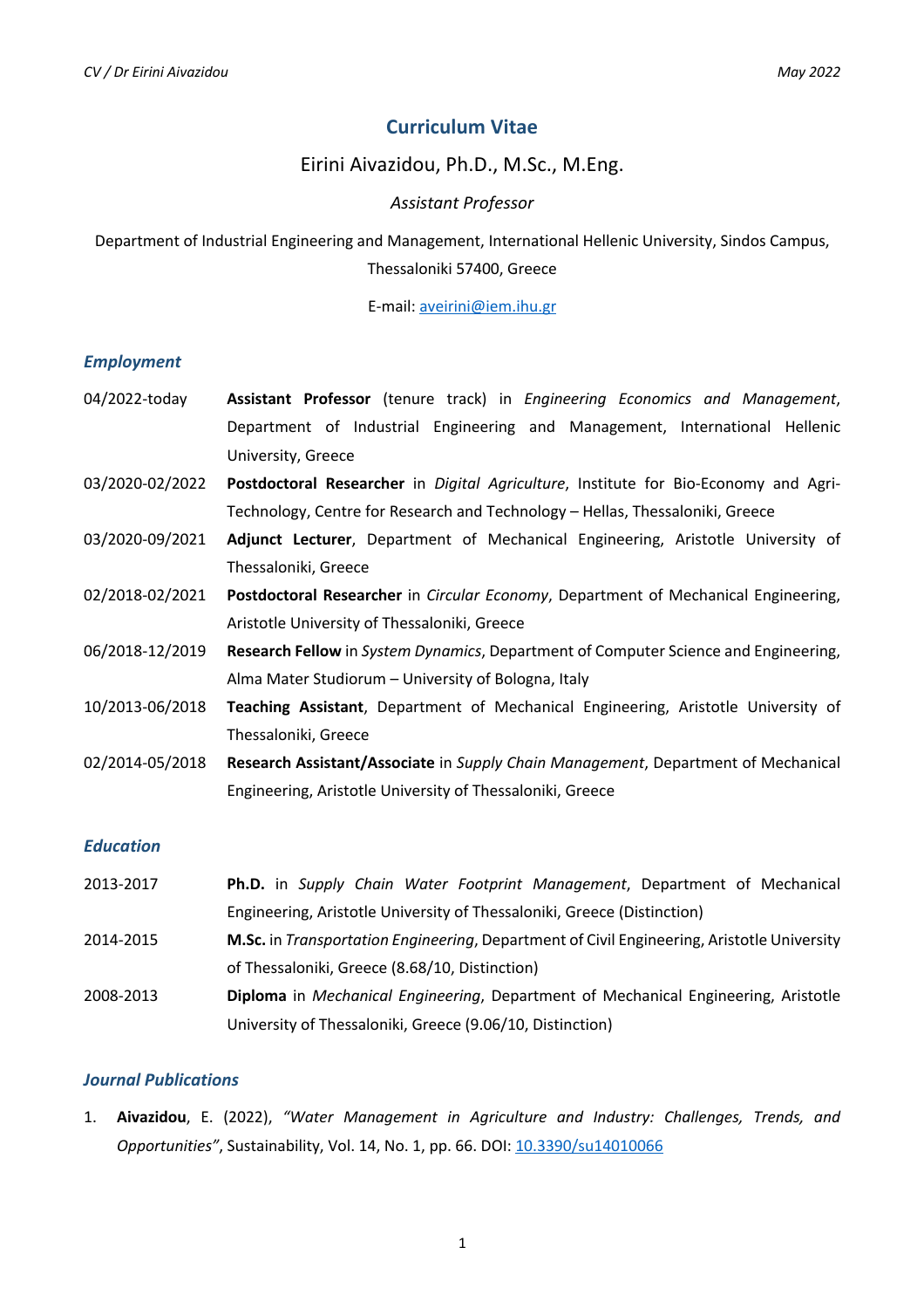# Curriculum Vitae

Eirini Aivazidou, Ph.D., M.Sc., M.Eng.

*Assistant Professor*

Department of Industrial Engineering and Management, International Hellenic University, Sindos Campus, Thessaloniki 57400, Greece

E-mail: aveirini@iem.ihu.gr

## *Employment*

| | |
|---|---|
| 04/2022-today | **Assistant Professor** (tenure track) in *Engineering Economics and Management*, Department of Industrial Engineering and Management, International Hellenic University, Greece |
| 03/2020-02/2022 | **Postdoctoral Researcher** in *Digital Agriculture*, Institute for Bio-Economy and Agri-Technology, Centre for Research and Technology – Hellas, Thessaloniki, Greece |
| 03/2020-09/2021 | **Adjunct Lecturer**, Department of Mechanical Engineering, Aristotle University of Thessaloniki, Greece |
| 02/2018-02/2021 | **Postdoctoral Researcher** in *Circular Economy*, Department of Mechanical Engineering, Aristotle University of Thessaloniki, Greece |
| 06/2018-12/2019 | **Research Fellow** in *System Dynamics*, Department of Computer Science and Engineering, Alma Mater Studiorum – University of Bologna, Italy |
| 10/2013-06/2018 | **Teaching Assistant**, Department of Mechanical Engineering, Aristotle University of Thessaloniki, Greece |
| 02/2014-05/2018 | **Research Assistant/Associate** in *Supply Chain Management*, Department of Mechanical Engineering, Aristotle University of Thessaloniki, Greece |

## *Education*

| | |
|---|---|
| 2013-2017 | **Ph.D.** in *Supply Chain Water Footprint Management*, Department of Mechanical Engineering, Aristotle University of Thessaloniki, Greece (Distinction) |
| 2014-2015 | **M.Sc.** in *Transportation Engineering*, Department of Civil Engineering, Aristotle University of Thessaloniki, Greece (8.68/10, Distinction) |
| 2008-2013 | **Diploma** in *Mechanical Engineering*, Department of Mechanical Engineering, Aristotle University of Thessaloniki, Greece (9.06/10, Distinction) |

## *Journal Publications*

1. **Aivazidou**, E. (2022), *"Water Management in Agriculture and Industry: Challenges, Trends, and Opportunities"*, Sustainability, Vol. 14, No. 1, pp. 66. DOI: 10.3390/su14010066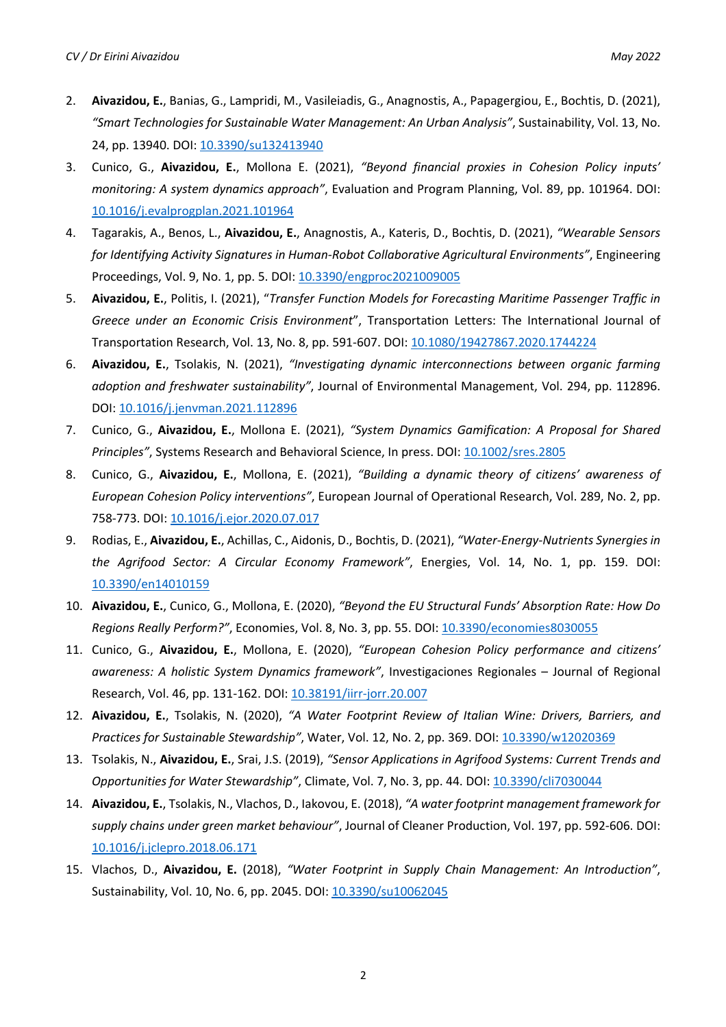2. **Aivazidou, E.**, Banias, G., Lampridi, M., Vasileiadis, G., Anagnostis, A., Papagergiou, E., Bochtis, D. (2021), *"Smart Technologies for Sustainable Water Management: An Urban Analysis"*, Sustainability, Vol. 13, No. 24, pp. 13940. DOI: 10.3390/su132413940
3. Cunico, G., **Aivazidou, E.**, Mollona E. (2021), *"Beyond financial proxies in Cohesion Policy inputs' monitoring: A system dynamics approach"*, Evaluation and Program Planning, Vol. 89, pp. 101964. DOI: 10.1016/j.evalprogplan.2021.101964
4. Tagarakis, A., Benos, L., **Aivazidou, E.**, Anagnostis, A., Kateris, D., Bochtis, D. (2021), *"Wearable Sensors for Identifying Activity Signatures in Human-Robot Collaborative Agricultural Environments"*, Engineering Proceedings, Vol. 9, No. 1, pp. 5. DOI: 10.3390/engproc2021009005
5. **Aivazidou, E.**, Politis, I. (2021), "*Transfer Function Models for Forecasting Maritime Passenger Traffic in Greece under an Economic Crisis Environment*", Transportation Letters: The International Journal of Transportation Research, Vol. 13, No. 8, pp. 591-607. DOI: 10.1080/19427867.2020.1744224
6. **Aivazidou, E.**, Tsolakis, N. (2021), *"Investigating dynamic interconnections between organic farming adoption and freshwater sustainability"*, Journal of Environmental Management, Vol. 294, pp. 112896. DOI: 10.1016/j.jenvman.2021.112896
7. Cunico, G., **Aivazidou, E.**, Mollona E. (2021), *"System Dynamics Gamification: A Proposal for Shared Principles"*, Systems Research and Behavioral Science, In press. DOI: 10.1002/sres.2805
8. Cunico, G., **Aivazidou, E.**, Mollona, E. (2021), *"Building a dynamic theory of citizens' awareness of European Cohesion Policy interventions"*, European Journal of Operational Research, Vol. 289, No. 2, pp. 758-773. DOI: 10.1016/j.ejor.2020.07.017
9. Rodias, E., **Aivazidou, E.**, Achillas, C., Aidonis, D., Bochtis, D. (2021), *"Water-Energy-Nutrients Synergies in the Agrifood Sector: A Circular Economy Framework"*, Energies, Vol. 14, No. 1, pp. 159. DOI: 10.3390/en14010159
10. **Aivazidou, E.**, Cunico, G., Mollona, E. (2020), *"Beyond the EU Structural Funds' Absorption Rate: How Do Regions Really Perform?"*, Economies, Vol. 8, No. 3, pp. 55. DOI: 10.3390/economies8030055
11. Cunico, G., **Aivazidou, E.**, Mollona, E. (2020), *"European Cohesion Policy performance and citizens' awareness: A holistic System Dynamics framework"*, Investigaciones Regionales – Journal of Regional Research, Vol. 46, pp. 131-162. DOI: 10.38191/iirr-jorr.20.007
12. **Aivazidou, E.**, Tsolakis, N. (2020), *"A Water Footprint Review of Italian Wine: Drivers, Barriers, and Practices for Sustainable Stewardship"*, Water, Vol. 12, No. 2, pp. 369. DOI: 10.3390/w12020369
13. Tsolakis, N., **Aivazidou, E.**, Srai, J.S. (2019), *"Sensor Applications in Agrifood Systems: Current Trends and Opportunities for Water Stewardship"*, Climate, Vol. 7, No. 3, pp. 44. DOI: 10.3390/cli7030044
14. **Aivazidou, E.**, Tsolakis, N., Vlachos, D., Iakovou, E. (2018), *"A water footprint management framework for supply chains under green market behaviour"*, Journal of Cleaner Production, Vol. 197, pp. 592-606. DOI: 10.1016/j.jclepro.2018.06.171
15. Vlachos, D., **Aivazidou, E.** (2018), *"Water Footprint in Supply Chain Management: An Introduction"*, Sustainability, Vol. 10, No. 6, pp. 2045. DOI: 10.3390/su10062045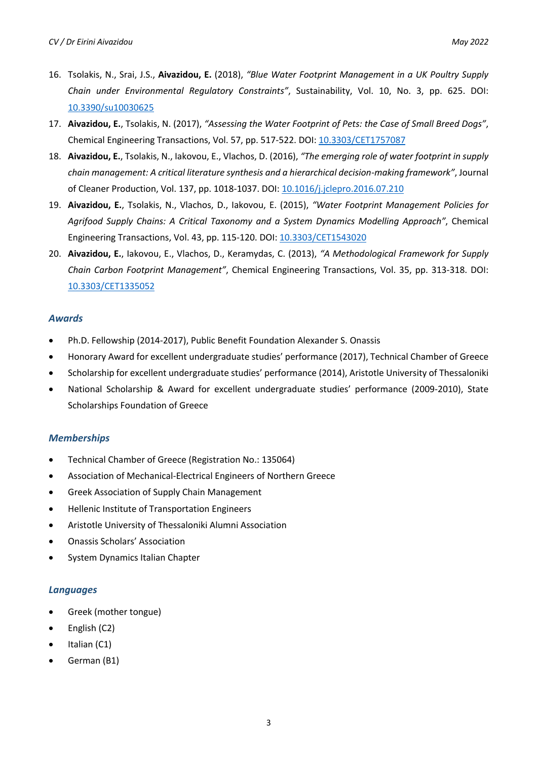16. Tsolakis, N., Srai, J.S., **Aivazidou, E.** (2018), *"Blue Water Footprint Management in a UK Poultry Supply Chain under Environmental Regulatory Constraints"*, Sustainability, Vol. 10, No. 3, pp. 625. DOI: [10.3390/su10030625](10.3390/su10030625)
17. **Aivazidou, E.**, Tsolakis, N. (2017), *"Assessing the Water Footprint of Pets: the Case of Small Breed Dogs"*, Chemical Engineering Transactions, Vol. 57, pp. 517-522. DOI: [10.3303/CET1757087](10.3303/CET1757087)
18. **Aivazidou, E.**, Tsolakis, N., Iakovou, E., Vlachos, D. (2016), *"The emerging role of water footprint in supply chain management: A critical literature synthesis and a hierarchical decision-making framework"*, Journal of Cleaner Production, Vol. 137, pp. 1018-1037. DOI: [10.1016/j.jclepro.2016.07.210](10.1016/j.jclepro.2016.07.210)
19. **Aivazidou, E.**, Tsolakis, N., Vlachos, D., Iakovou, E. (2015), *"Water Footprint Management Policies for Agrifood Supply Chains: A Critical Taxonomy and a System Dynamics Modelling Approach"*, Chemical Engineering Transactions, Vol. 43, pp. 115-120. DOI: [10.3303/CET1543020](10.3303/CET1543020)
20. **Aivazidou, E.**, Iakovou, E., Vlachos, D., Keramydas, C. (2013), *"A Methodological Framework for Supply Chain Carbon Footprint Management"*, Chemical Engineering Transactions, Vol. 35, pp. 313-318. DOI: [10.3303/CET1335052](10.3303/CET1335052)

### *Awards*

- Ph.D. Fellowship (2014-2017), Public Benefit Foundation Alexander S. Onassis
- Honorary Award for excellent undergraduate studies' performance (2017), Technical Chamber of Greece
- Scholarship for excellent undergraduate studies' performance (2014), Aristotle University of Thessaloniki
- National Scholarship & Award for excellent undergraduate studies' performance (2009-2010), State Scholarships Foundation of Greece

### *Memberships*

- Technical Chamber of Greece (Registration No.: 135064)
- Association of Mechanical-Electrical Engineers of Northern Greece
- Greek Association of Supply Chain Management
- Hellenic Institute of Transportation Engineers
- Aristotle University of Thessaloniki Alumni Association
- Onassis Scholars' Association
- System Dynamics Italian Chapter

### *Languages*

- Greek (mother tongue)
- English (C2)
- Italian (C1)
- German (B1)